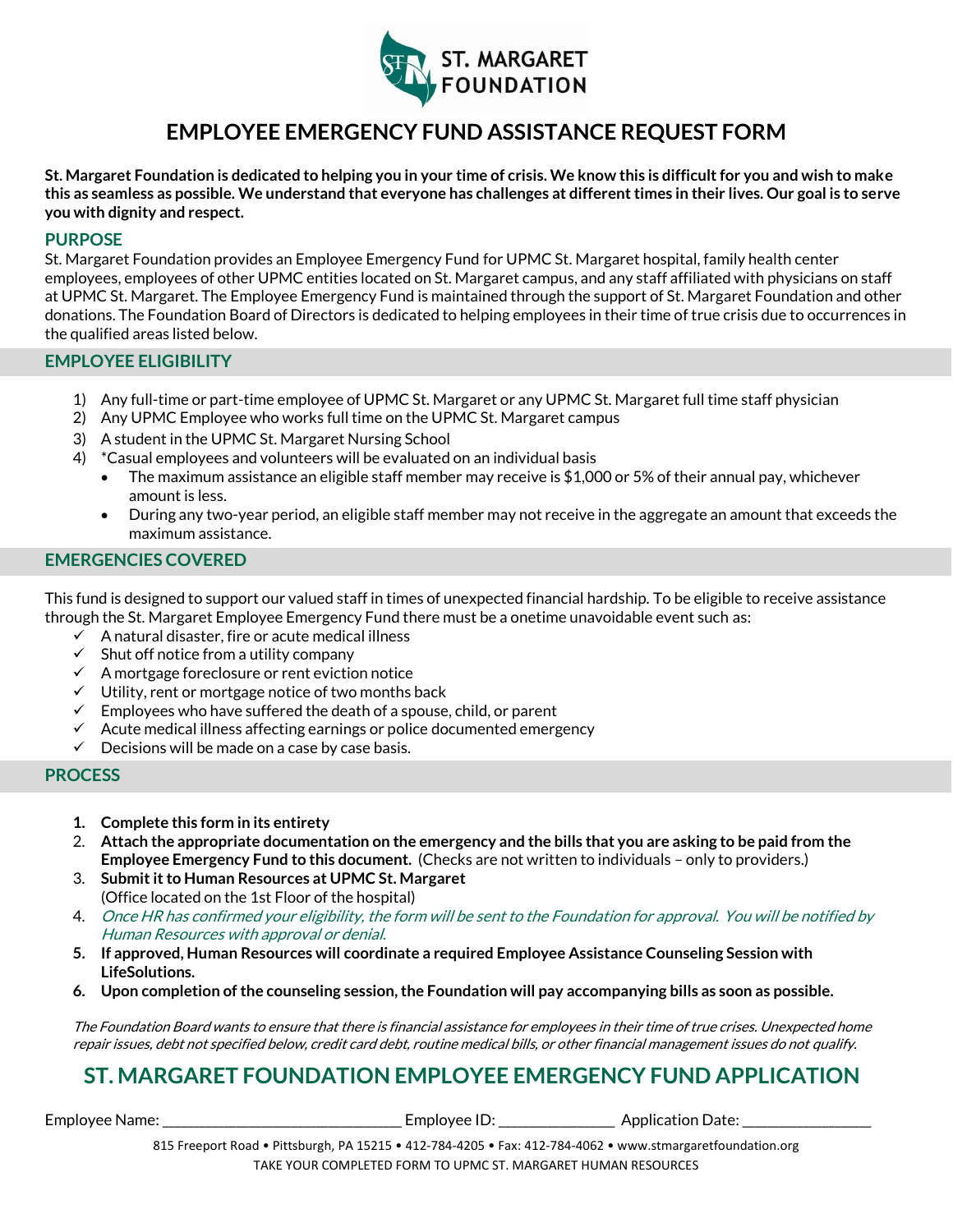ST. MARGARET FOUNDATION

# EMPLOYEE EMERGENCY FUND ASSISTANCE REQUEST FORM

**St. Margaret Foundation is dedicated to helping you in your time of crisis. We know this is difficult for you and wish to make this as seamless as possible. We understand that everyone has challenges at different times in their lives. Our goal is to serve you with dignity and respect.**

## PURPOSE

St. Margaret Foundation provides an Employee Emergency Fund for UPMC St. Margaret hospital, family health center employees, employees of other UPMC entities located on St. Margaret campus, and any staff affiliated with physicians on staff at UPMC St. Margaret. The Employee Emergency Fund is maintained through the support of St. Margaret Foundation and other donations. The Foundation Board of Directors is dedicated to helping employees in their time of true crisis due to occurrences in the qualified areas listed below.

## EMPLOYEE ELIGIBILITY

1) Any full-time or part-time employee of UPMC St. Margaret or any UPMC St. Margaret full time staff physician
2) Any UPMC Employee who works full time on the UPMC St. Margaret campus
3) A student in the UPMC St. Margaret Nursing School
4) *Casual employees and volunteers will be evaluated on an individual basis
   - The maximum assistance an eligible staff member may receive is $1,000 or 5% of their annual pay, whichever amount is less.
   - During any two-year period, an eligible staff member may not receive in the aggregate an amount that exceeds the maximum assistance.

## EMERGENCIES COVERED

This fund is designed to support our valued staff in times of unexpected financial hardship. To be eligible to receive assistance through the St. Margaret Employee Emergency Fund there must be a onetime unavoidable event such as:

- ✓ A natural disaster, fire or acute medical illness
- ✓ Shut off notice from a utility company
- ✓ A mortgage foreclosure or rent eviction notice
- ✓ Utility, rent or mortgage notice of two months back
- ✓ Employees who have suffered the death of a spouse, child, or parent
- ✓ Acute medical illness affecting earnings or police documented emergency
- ✓ Decisions will be made on a case by case basis.

## PROCESS

1. **Complete this form in its entirety**
2. **Attach the appropriate documentation on the emergency and the bills that you are asking to be paid from the Employee Emergency Fund to this document.** (Checks are not written to individuals – only to providers.)
3. **Submit it to Human Resources at UPMC St. Margaret** (Office located on the 1st Floor of the hospital)
4. *Once HR has confirmed your eligibility, the form will be sent to the Foundation for approval. You will be notified by Human Resources with approval or denial.*
5. **If approved, Human Resources will coordinate a required Employee Assistance Counseling Session with LifeSolutions.**
6. **Upon completion of the counseling session, the Foundation will pay accompanying bills as soon as possible.**

*The Foundation Board wants to ensure that there is financial assistance for employees in their time of true crises. Unexpected home repair issues, debt not specified below, credit card debt, routine medical bills, or other financial management issues do not qualify.*

# ST. MARGARET FOUNDATION EMPLOYEE EMERGENCY FUND APPLICATION

Employee Name: ______________________________ Employee ID: ______________ Application Date: ________________

815 Freeport Road • Pittsburgh, PA 15215 • 412-784-4205 • Fax: 412-784-4062 • www.stmargaretfoundation.org
TAKE YOUR COMPLETED FORM TO UPMC ST. MARGARET HUMAN RESOURCES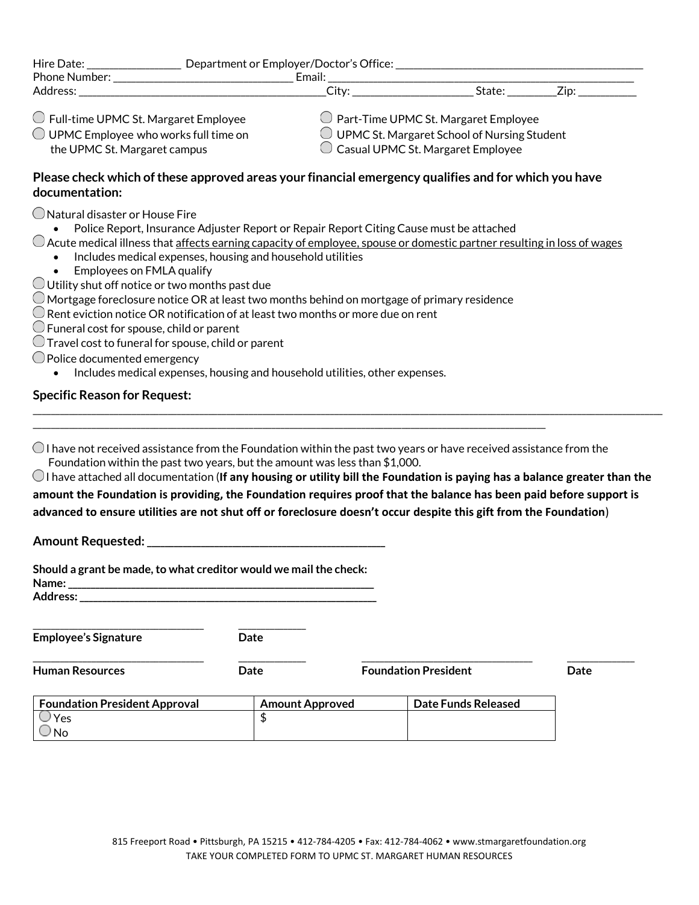Hire Date: ________________ Department or Employer/Doctor's Office: ____________________________________________
Phone Number: _______________________________ Email: ____________________________________________________
Address: ____________________________________________City: _____________________ State: ________Zip: __________

◯ Full-time UPMC St. Margaret Employee

◯ Part-Time UPMC St. Margaret Employee

◯ UPMC Employee who works full time on the UPMC St. Margaret campus

◯ UPMC St. Margaret School of Nursing Student

◯ Casual UPMC St. Margaret Employee

### Please check which of these approved areas your financial emergency qualifies and for which you have documentation:

◯ Natural disaster or House Fire
- Police Report, Insurance Adjuster Report or Repair Report Citing Cause must be attached

◯ Acute medical illness that affects earning capacity of employee, spouse or domestic partner resulting in loss of wages
- Includes medical expenses, housing and household utilities
- Employees on FMLA qualify

◯ Utility shut off notice or two months past due

◯ Mortgage foreclosure notice OR at least two months behind on mortgage of primary residence

◯ Rent eviction notice OR notification of at least two months or more due on rent

◯ Funeral cost for spouse, child or parent

◯ Travel cost to funeral for spouse, child or parent

◯ Police documented emergency
- Includes medical expenses, housing and household utilities, other expenses.

### Specific Reason for Request:

________________________________________________________________________________________________________
________________________________________________________________________________________

◯ I have not received assistance from the Foundation within the past two years or have received assistance from the Foundation within the past two years, but the amount was less than $1,000.

◯ I have attached all documentation (**If any housing or utility bill the Foundation is paying has a balance greater than the amount the Foundation is providing, the Foundation requires proof that the balance has been paid before support is advanced to ensure utilities are not shut off or foreclosure doesn't occur despite this gift from the Foundation**)

**Amount Requested: _______________________________________**

**Should a grant be made, to what creditor would we mail the check:**
**Name: _______________________________________________________**
**Address: _____________________________________________________**

______________________________ ____________
**Employee's Signature** **Date**

______________________________ ____________ ______________________________ ____________
**Human Resources** **Date** **Foundation President** **Date**

| Foundation President Approval | Amount Approved | Date Funds Released |
|---|---|---|
| ◯ Yes<br>◯ No | $ | |

815 Freeport Road • Pittsburgh, PA 15215 • 412-784-4205 • Fax: 412-784-4062 • www.stmargaretfoundation.org
TAKE YOUR COMPLETED FORM TO UPMC ST. MARGARET HUMAN RESOURCES